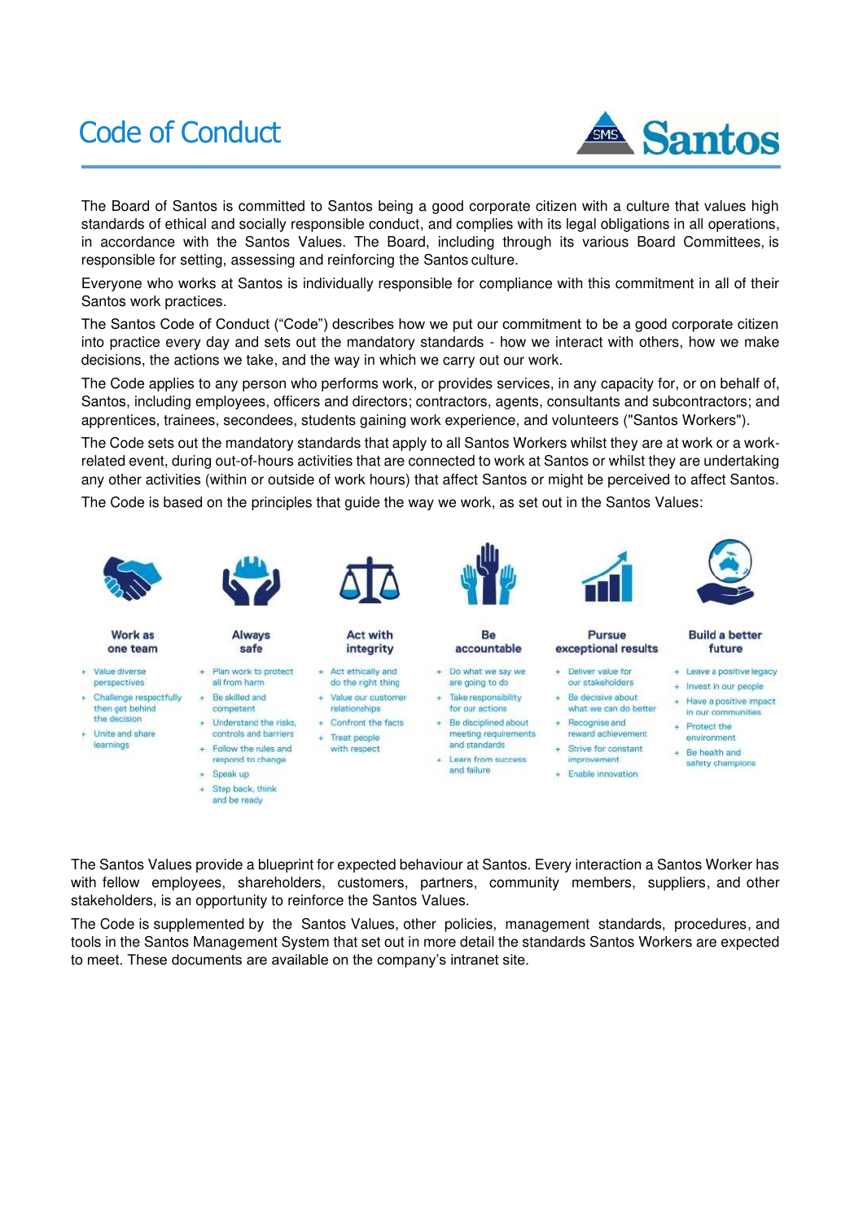# Code of Conduct

The Board of Santos is committed to Santos being a good corporate citizen with a culture that values high standards of ethical and socially responsible conduct, and complies with its legal obligations in all operations, in accordance with the Santos Values. The Board, including through its various Board Committees, is responsible for setting, assessing and reinforcing the Santos culture.

Everyone who works at Santos is individually responsible for compliance with this commitment in all of their Santos work practices.

The Santos Code of Conduct ("Code") describes how we put our commitment to be a good corporate citizen into practice every day and sets out the mandatory standards - how we interact with others, how we make decisions, the actions we take, and the way in which we carry out our work.

The Code applies to any person who performs work, or provides services, in any capacity for, or on behalf of, Santos, including employees, officers and directors; contractors, agents, consultants and subcontractors; and apprentices, trainees, secondees, students gaining work experience, and volunteers ("Santos Workers").

The Code sets out the mandatory standards that apply to all Santos Workers whilst they are at work or a work-related event, during out-of-hours activities that are connected to work at Santos or whilst they are undertaking any other activities (within or outside of work hours) that affect Santos or might be perceived to affect Santos.

The Code is based on the principles that guide the way we work, as set out in the Santos Values:

**Work as one team**
- Value diverse perspectives
- Challenge respectfully then get behind the decision
- Unite and share learnings

**Always safe**
- Plan work to protect all from harm
- Be skilled and competent
- Understand the risks, controls and barriers
- Follow the rules and respond to change
- Speak up
- Step back, think and be ready

**Act with integrity**
- Act ethically and do the right thing
- Value our customer relationships
- Confront the facts
- Treat people with respect

**Be accountable**
- Do what we say we are going to do
- Take responsibility for our actions
- Be disciplined about meeting requirements and standards
- Learn from success and failure

**Pursue exceptional results**
- Deliver value for our stakeholders
- Be decisive about what we can do better
- Recognise and reward achievement
- Strive for constant improvement
- Enable innovation

**Build a better future**
- Leave a positive legacy
- Invest in our people
- Have a positive impact in our communities
- Protect the environment
- Be health and safety champions

The Santos Values provide a blueprint for expected behaviour at Santos. Every interaction a Santos Worker has with fellow employees, shareholders, customers, partners, community members, suppliers, and other stakeholders, is an opportunity to reinforce the Santos Values.

The Code is supplemented by the Santos Values, other policies, management standards, procedures, and tools in the Santos Management System that set out in more detail the standards Santos Workers are expected to meet. These documents are available on the company's intranet site.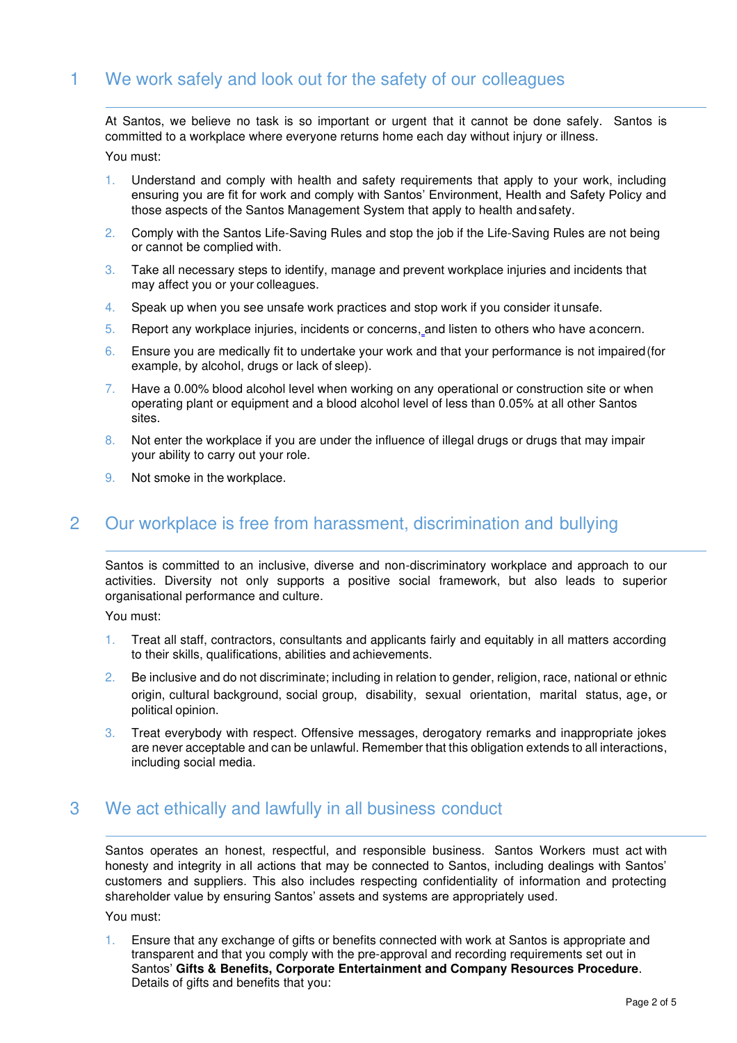## 1 We work safely and look out for the safety of our colleagues

At Santos, we believe no task is so important or urgent that it cannot be done safely. Santos is committed to a workplace where everyone returns home each day without injury or illness.

You must:

1. Understand and comply with health and safety requirements that apply to your work, including ensuring you are fit for work and comply with Santos' Environment, Health and Safety Policy and those aspects of the Santos Management System that apply to health and safety.
2. Comply with the Santos Life-Saving Rules and stop the job if the Life-Saving Rules are not being or cannot be complied with.
3. Take all necessary steps to identify, manage and prevent workplace injuries and incidents that may affect you or your colleagues.
4. Speak up when you see unsafe work practices and stop work if you consider it unsafe.
5. Report any workplace injuries, incidents or concerns, and listen to others who have a concern.
6. Ensure you are medically fit to undertake your work and that your performance is not impaired (for example, by alcohol, drugs or lack of sleep).
7. Have a 0.00% blood alcohol level when working on any operational or construction site or when operating plant or equipment and a blood alcohol level of less than 0.05% at all other Santos sites.
8. Not enter the workplace if you are under the influence of illegal drugs or drugs that may impair your ability to carry out your role.
9. Not smoke in the workplace.

## 2 Our workplace is free from harassment, discrimination and bullying

Santos is committed to an inclusive, diverse and non-discriminatory workplace and approach to our activities. Diversity not only supports a positive social framework, but also leads to superior organisational performance and culture.

You must:

1. Treat all staff, contractors, consultants and applicants fairly and equitably in all matters according to their skills, qualifications, abilities and achievements.
2. Be inclusive and do not discriminate; including in relation to gender, religion, race, national or ethnic origin, cultural background, social group, disability, sexual orientation, marital status, age, or political opinion.
3. Treat everybody with respect. Offensive messages, derogatory remarks and inappropriate jokes are never acceptable and can be unlawful. Remember that this obligation extends to all interactions, including social media.

## 3 We act ethically and lawfully in all business conduct

Santos operates an honest, respectful, and responsible business. Santos Workers must act with honesty and integrity in all actions that may be connected to Santos, including dealings with Santos' customers and suppliers. This also includes respecting confidentiality of information and protecting shareholder value by ensuring Santos' assets and systems are appropriately used.

You must:

1. Ensure that any exchange of gifts or benefits connected with work at Santos is appropriate and transparent and that you comply with the pre-approval and recording requirements set out in Santos' **Gifts & Benefits, Corporate Entertainment and Company Resources Procedure**. Details of gifts and benefits that you: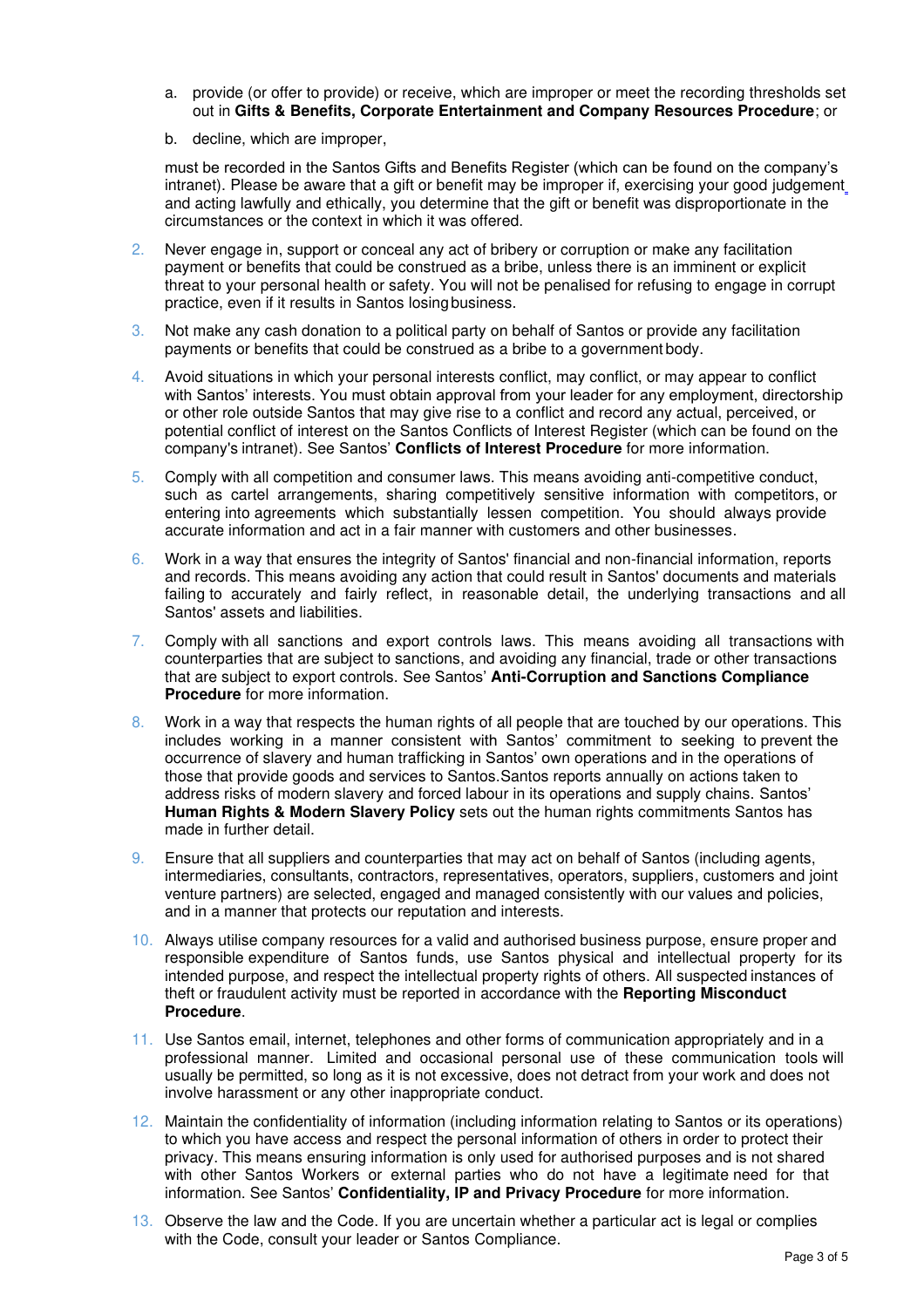a. provide (or offer to provide) or receive, which are improper or meet the recording thresholds set out in **Gifts & Benefits, Corporate Entertainment and Company Resources Procedure**; or

b. decline, which are improper,

must be recorded in the Santos Gifts and Benefits Register (which can be found on the company's intranet). Please be aware that a gift or benefit may be improper if, exercising your good judgement and acting lawfully and ethically, you determine that the gift or benefit was disproportionate in the circumstances or the context in which it was offered.

2. Never engage in, support or conceal any act of bribery or corruption or make any facilitation payment or benefits that could be construed as a bribe, unless there is an imminent or explicit threat to your personal health or safety. You will not be penalised for refusing to engage in corrupt practice, even if it results in Santos losing business.

3. Not make any cash donation to a political party on behalf of Santos or provide any facilitation payments or benefits that could be construed as a bribe to a government body.

4. Avoid situations in which your personal interests conflict, may conflict, or may appear to conflict with Santos' interests. You must obtain approval from your leader for any employment, directorship or other role outside Santos that may give rise to a conflict and record any actual, perceived, or potential conflict of interest on the Santos Conflicts of Interest Register (which can be found on the company's intranet). See Santos' **Conflicts of Interest Procedure** for more information.

5. Comply with all competition and consumer laws. This means avoiding anti-competitive conduct, such as cartel arrangements, sharing competitively sensitive information with competitors, or entering into agreements which substantially lessen competition. You should always provide accurate information and act in a fair manner with customers and other businesses.

6. Work in a way that ensures the integrity of Santos' financial and non-financial information, reports and records. This means avoiding any action that could result in Santos' documents and materials failing to accurately and fairly reflect, in reasonable detail, the underlying transactions and all Santos' assets and liabilities.

7. Comply with all sanctions and export controls laws. This means avoiding all transactions with counterparties that are subject to sanctions, and avoiding any financial, trade or other transactions that are subject to export controls. See Santos' **Anti-Corruption and Sanctions Compliance Procedure** for more information.

8. Work in a way that respects the human rights of all people that are touched by our operations. This includes working in a manner consistent with Santos' commitment to seeking to prevent the occurrence of slavery and human trafficking in Santos' own operations and in the operations of those that provide goods and services to Santos.Santos reports annually on actions taken to address risks of modern slavery and forced labour in its operations and supply chains. Santos' **Human Rights & Modern Slavery Policy** sets out the human rights commitments Santos has made in further detail.

9. Ensure that all suppliers and counterparties that may act on behalf of Santos (including agents, intermediaries, consultants, contractors, representatives, operators, suppliers, customers and joint venture partners) are selected, engaged and managed consistently with our values and policies, and in a manner that protects our reputation and interests.

10. Always utilise company resources for a valid and authorised business purpose, ensure proper and responsible expenditure of Santos funds, use Santos physical and intellectual property for its intended purpose, and respect the intellectual property rights of others. All suspected instances of theft or fraudulent activity must be reported in accordance with the **Reporting Misconduct Procedure**.

11. Use Santos email, internet, telephones and other forms of communication appropriately and in a professional manner. Limited and occasional personal use of these communication tools will usually be permitted, so long as it is not excessive, does not detract from your work and does not involve harassment or any other inappropriate conduct.

12. Maintain the confidentiality of information (including information relating to Santos or its operations) to which you have access and respect the personal information of others in order to protect their privacy. This means ensuring information is only used for authorised purposes and is not shared with other Santos Workers or external parties who do not have a legitimate need for that information. See Santos' **Confidentiality, IP and Privacy Procedure** for more information.

13. Observe the law and the Code. If you are uncertain whether a particular act is legal or complies with the Code, consult your leader or Santos Compliance.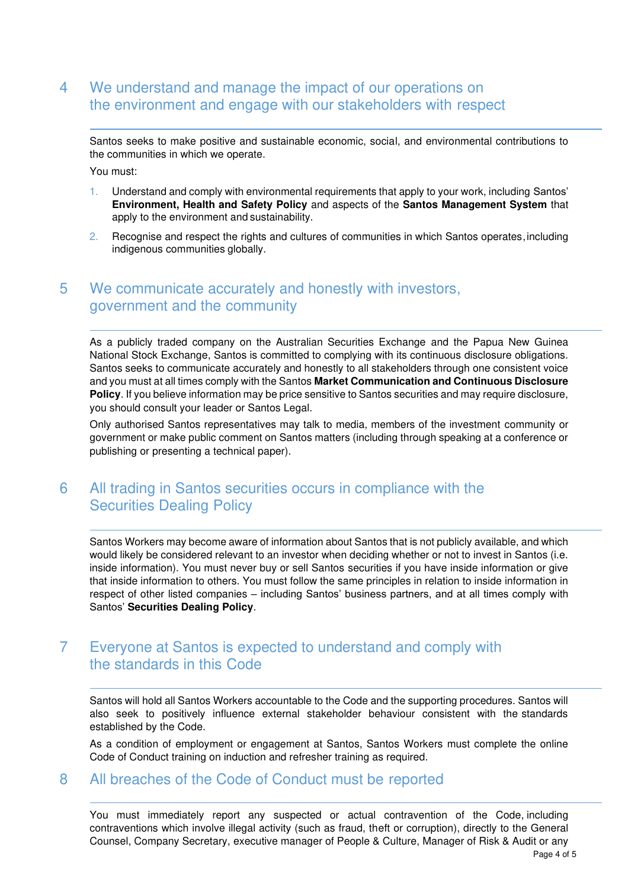## 4 We understand and manage the impact of our operations on the environment and engage with our stakeholders with respect

Santos seeks to make positive and sustainable economic, social, and environmental contributions to the communities in which we operate.

You must:

1. Understand and comply with environmental requirements that apply to your work, including Santos' **Environment, Health and Safety Policy** and aspects of the **Santos Management System** that apply to the environment and sustainability.
2. Recognise and respect the rights and cultures of communities in which Santos operates, including indigenous communities globally.

## 5 We communicate accurately and honestly with investors, government and the community

As a publicly traded company on the Australian Securities Exchange and the Papua New Guinea National Stock Exchange, Santos is committed to complying with its continuous disclosure obligations. Santos seeks to communicate accurately and honestly to all stakeholders through one consistent voice and you must at all times comply with the Santos **Market Communication and Continuous Disclosure Policy**. If you believe information may be price sensitive to Santos securities and may require disclosure, you should consult your leader or Santos Legal.

Only authorised Santos representatives may talk to media, members of the investment community or government or make public comment on Santos matters (including through speaking at a conference or publishing or presenting a technical paper).

## 6 All trading in Santos securities occurs in compliance with the Securities Dealing Policy

Santos Workers may become aware of information about Santos that is not publicly available, and which would likely be considered relevant to an investor when deciding whether or not to invest in Santos (i.e. inside information). You must never buy or sell Santos securities if you have inside information or give that inside information to others. You must follow the same principles in relation to inside information in respect of other listed companies – including Santos' business partners, and at all times comply with Santos' **Securities Dealing Policy**.

## 7 Everyone at Santos is expected to understand and comply with the standards in this Code

Santos will hold all Santos Workers accountable to the Code and the supporting procedures. Santos will also seek to positively influence external stakeholder behaviour consistent with the standards established by the Code.

As a condition of employment or engagement at Santos, Santos Workers must complete the online Code of Conduct training on induction and refresher training as required.

## 8 All breaches of the Code of Conduct must be reported

You must immediately report any suspected or actual contravention of the Code, including contraventions which involve illegal activity (such as fraud, theft or corruption), directly to the General Counsel, Company Secretary, executive manager of People & Culture, Manager of Risk & Audit or any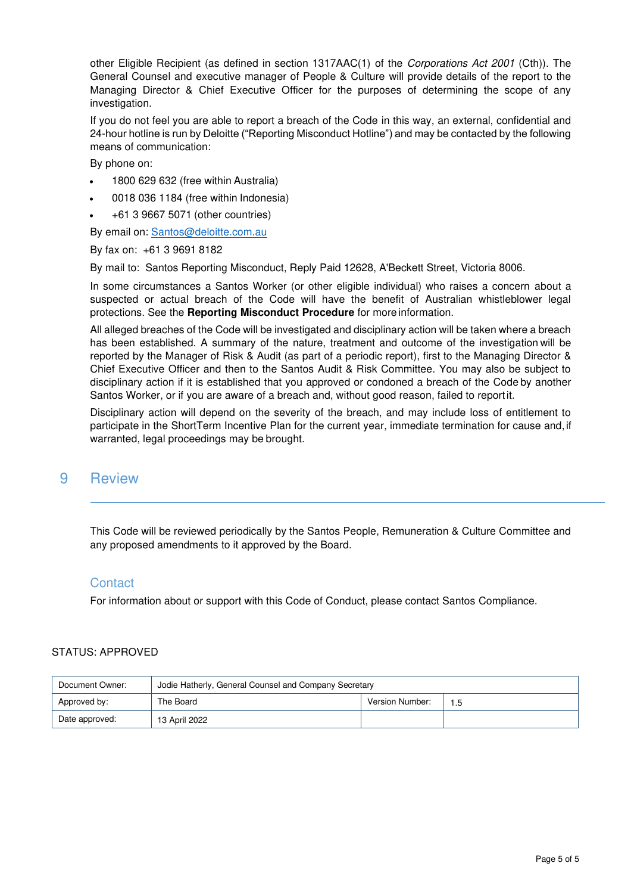other Eligible Recipient (as defined in section 1317AAC(1) of the *Corporations Act 2001* (Cth)). The General Counsel and executive manager of People & Culture will provide details of the report to the Managing Director & Chief Executive Officer for the purposes of determining the scope of any investigation.

If you do not feel you are able to report a breach of the Code in this way, an external, confidential and 24-hour hotline is run by Deloitte ("Reporting Misconduct Hotline") and may be contacted by the following means of communication:

By phone on:

- 1800 629 632 (free within Australia)
- 0018 036 1184 (free within Indonesia)
- +61 3 9667 5071 (other countries)

By email on: Santos@deloitte.com.au

By fax on: +61 3 9691 8182

By mail to: Santos Reporting Misconduct, Reply Paid 12628, A'Beckett Street, Victoria 8006.

In some circumstances a Santos Worker (or other eligible individual) who raises a concern about a suspected or actual breach of the Code will have the benefit of Australian whistleblower legal protections. See the **Reporting Misconduct Procedure** for more information.

All alleged breaches of the Code will be investigated and disciplinary action will be taken where a breach has been established. A summary of the nature, treatment and outcome of the investigation will be reported by the Manager of Risk & Audit (as part of a periodic report), first to the Managing Director & Chief Executive Officer and then to the Santos Audit & Risk Committee. You may also be subject to disciplinary action if it is established that you approved or condoned a breach of the Code by another Santos Worker, or if you are aware of a breach and, without good reason, failed to report it.

Disciplinary action will depend on the severity of the breach, and may include loss of entitlement to participate in the ShortTerm Incentive Plan for the current year, immediate termination for cause and, if warranted, legal proceedings may be brought.

# 9 Review

This Code will be reviewed periodically by the Santos People, Remuneration & Culture Committee and any proposed amendments to it approved by the Board.

## Contact

For information about or support with this Code of Conduct, please contact Santos Compliance.

STATUS: APPROVED

| | | | |
|---|---|---|---|
| Document Owner: | Jodie Hatherly, General Counsel and Company Secretary | | |
| Approved by: | The Board | Version Number: | 1.5 |
| Date approved: | 13 April 2022 | | |